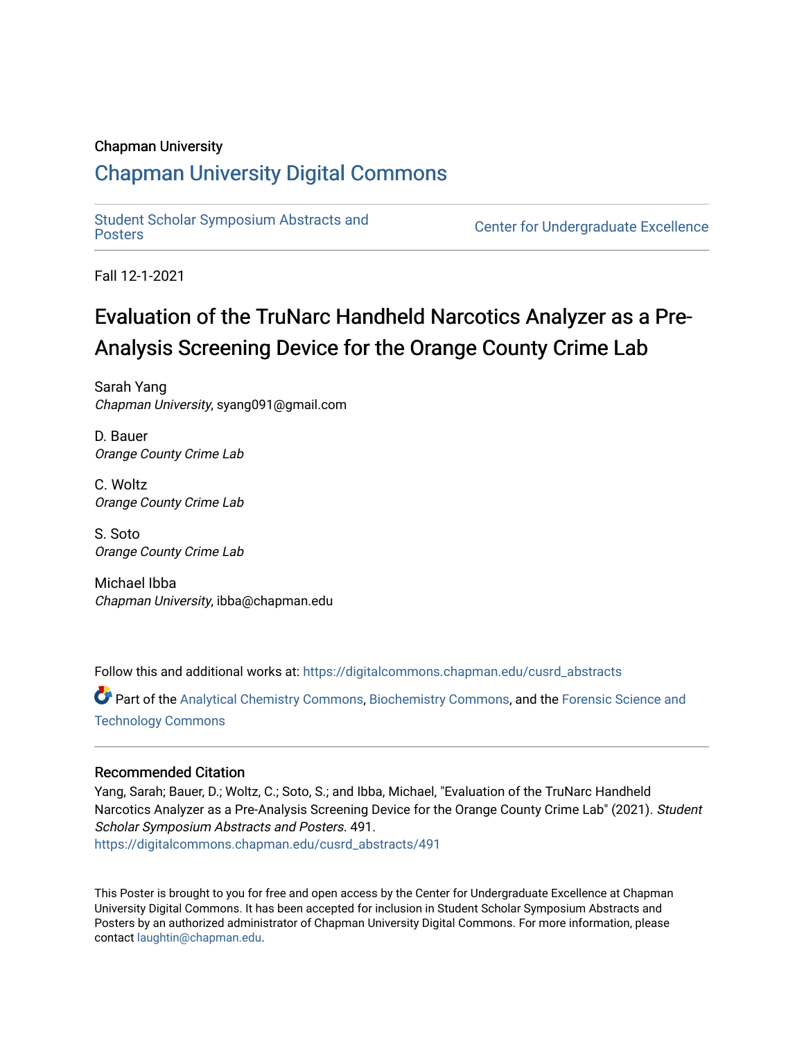Chapman University

# Chapman University Digital Commons

Student Scholar Symposium Abstracts and Posters

Center for Undergraduate Excellence

Fall 12-1-2021

## Evaluation of the TruNarc Handheld Narcotics Analyzer as a Pre-Analysis Screening Device for the Orange County Crime Lab

Sarah Yang
*Chapman University*, syang091@gmail.com

D. Bauer
*Orange County Crime Lab*

C. Woltz
*Orange County Crime Lab*

S. Soto
*Orange County Crime Lab*

Michael Ibba
*Chapman University*, ibba@chapman.edu

Follow this and additional works at: https://digitalcommons.chapman.edu/cusrd_abstracts

Part of the Analytical Chemistry Commons, Biochemistry Commons, and the Forensic Science and Technology Commons

### Recommended Citation

Yang, Sarah; Bauer, D.; Woltz, C.; Soto, S.; and Ibba, Michael, "Evaluation of the TruNarc Handheld Narcotics Analyzer as a Pre-Analysis Screening Device for the Orange County Crime Lab" (2021). *Student Scholar Symposium Abstracts and Posters*. 491.
https://digitalcommons.chapman.edu/cusrd_abstracts/491

This Poster is brought to you for free and open access by the Center for Undergraduate Excellence at Chapman University Digital Commons. It has been accepted for inclusion in Student Scholar Symposium Abstracts and Posters by an authorized administrator of Chapman University Digital Commons. For more information, please contact laughtin@chapman.edu.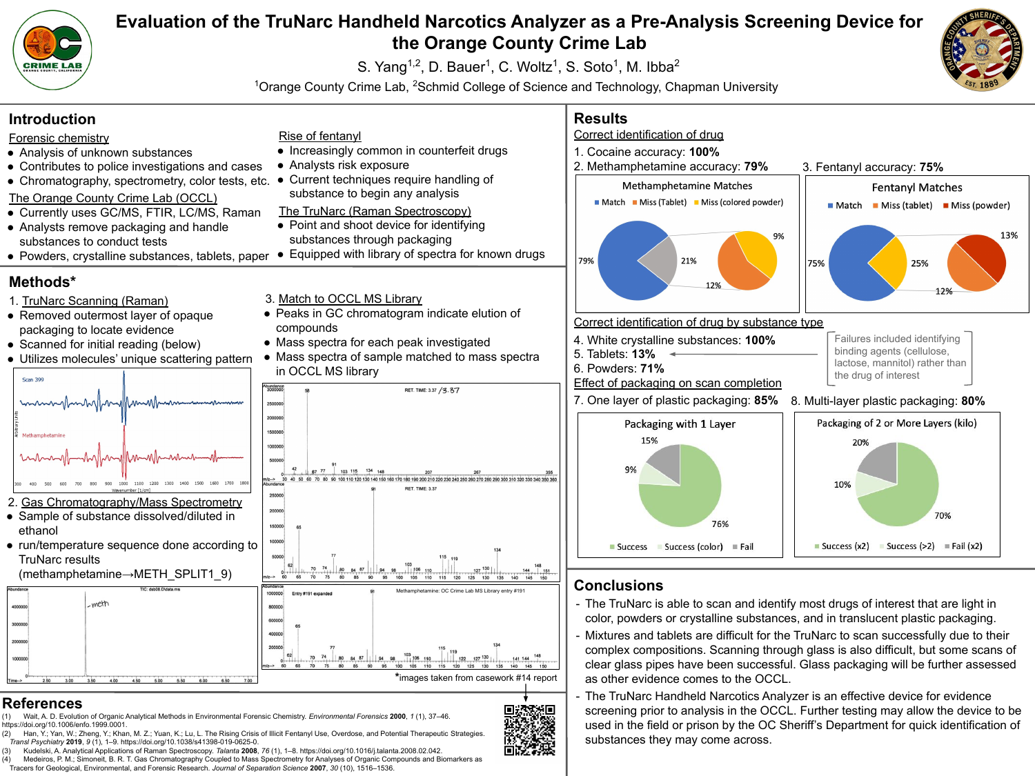# Evaluation of the TruNarc Handheld Narcotics Analyzer as a Pre-Analysis Screening Device for the Orange County Crime Lab

S. Yang[1,2], D. Bauer[1], C. Woltz[1], S. Soto[1], M. Ibba[2]

[1]Orange County Crime Lab, [2]Schmid College of Science and Technology, Chapman University

## Introduction

Forensic chemistry

- Analysis of unknown substances
- Contributes to police investigations and cases
- Chromatography, spectrometry, color tests, etc.

The Orange County Crime Lab (OCCL)

- Currently uses GC/MS, FTIR, LC/MS, Raman
- Analysts remove packaging and handle substances to conduct tests
- Powders, crystalline substances, tablets, paper

Rise of fentanyl

- Increasingly common in counterfeit drugs
- Analysts risk exposure
- Current techniques require handling of substance to begin any analysis

The TruNarc (Raman Spectroscopy)

- Point and shoot device for identifying substances through packaging
- Equipped with library of spectra for known drugs

## Methods*

1. TruNarc Scanning (Raman)

- Removed outermost layer of opaque packaging to locate evidence
- Scanned for initial reading (below)
- Utilizes molecules' unique scattering pattern

Scan 399

Methamphetamine

Arbitrary Units

300 400 500 600 700 800 900 1000 1100 1200 1300 1400 1500 1600 1700 1800

Wavenumber [1/cm]

2. Gas Chromatography/Mass Spectrometry

- Sample of substance dissolved/diluted in ethanol
- run/temperature sequence done according to TruNarc results (methamphetamine→METH_SPLIT1_9)

Abundance

TIC: dsb08.D\data.ms

meth

4000000

3000000

2000000

1000000

Time--> 2.50 3.00 3.50 4.00 4.50 5.00 5.50 6.00 6.50 7.00

3. Match to OCCL MS Library

- Peaks in GC chromatogram indicate elution of compounds
- Mass spectra for each peak investigated
- Mass spectra of sample matched to mass spectra in OCCL MS library

RET. TIME: 3.37 /3.37

58

Abundance

3000000

2500000

2000000

1500000

1000000

500000

42 67 77 91 103 115 134 148 207 267 355

m/z--> 30 40 50 60 70 80 90 100 110 120 130 140 150 160 170 180 190 200 210 220 230 240 250 260 270 280 290 300 310 320 330 340 350 360

RET. TIME: 3.37

Abundance

250000

200000

150000

100000

50000

91

65

77

62 70 74 80 84 87 94 98 103 106 110 115 119 127 130 134 144 148 151

m/z--> 60 65 70 75 80 85 90 95 100 105 110 115 120 125 130 135 140 145 150

Entry #191 expanded

Methamphetamine: OC Crime Lab MS Library entry #191

Abundance

1000000

800000

600000

400000

200000

91

65

77

62 70 74 80 84 87 94 98 103 106 110 115 119 122 127 130 134 141 144 148

m/z--> 60 65 70 75 80 85 90 95 100 105 110 115 120 125 130 135 140 145 150

*images taken from casework #14 report

## References

(1) Wait, A. D. Evolution of Organic Analytical Methods in Environmental Forensic Chemistry. *Environmental Forensics* **2000**, *1* (1), 37–46. https://doi.org/10.1006/enfo.1999.0001.

(2) Han, Y.; Yan, W.; Zheng, Y.; Khan, M. Z.; Yuan, K.; Lu, L. The Rising Crisis of Illicit Fentanyl Use, Overdose, and Potential Therapeutic Strategies. *Transl Psychiatry* **2019**, *9* (1), 1–9. https://doi.org/10.1038/s41398-019-0625-0.

(3) Kudelski, A. Analytical Applications of Raman Spectroscopy. *Talanta* **2008**, *76* (1), 1–8. https://doi.org/10.1016/j.talanta.2008.02.042.

(4) Medeiros, P. M.; Simoneit, B. R. T. Gas Chromatography Coupled to Mass Spectrometry for Analyses of Organic Compounds and Biomarkers as Tracers for Geological, Environmental, and Forensic Research. *Journal of Separation Science* **2007**, *30* (10), 1516–1536.

## Results

Correct identification of drug

1. Cocaine accuracy: **100%**
2. Methamphetamine accuracy: **79%**
3. Fentanyl accuracy: **75%**

Methamphetamine Matches

Match, Miss (Tablet), Miss (colored powder)

79%, 21%, 9%, 12%

Fentanyl Matches

Match, Miss (tablet), Miss (powder)

75%, 25%, 13%, 12%

Correct identification of drug by substance type

4. White crystalline substances: **100%**
5. Tablets: **13%**
6. Powders: **71%**

Failures included identifying binding agents (cellulose, lactose, mannitol) rather than the drug of interest

Effect of packaging on scan completion

7. One layer of plastic packaging: **85%**
8. Multi-layer plastic packaging: **80%**

Packaging with 1 Layer

15%, 9%, 76%

Success, Success (color), Fail

Packaging of 2 or More Layers (kilo)

20%, 10%, 70%

Success (x2), Success (>2), Fail (x2)

## Conclusions

- The TruNarc is able to scan and identify most drugs of interest that are light in color, powders or crystalline substances, and in translucent plastic packaging.
- Mixtures and tablets are difficult for the TruNarc to scan successfully due to their complex compositions. Scanning through glass is also difficult, but some scans of clear glass pipes have been successful. Glass packaging will be further assessed as other evidence comes to the OCCL.
- The TruNarc Handheld Narcotics Analyzer is an effective device for evidence screening prior to analysis in the OCCL. Further testing may allow the device to be used in the field or prison by the OC Sheriff's Department for quick identification of substances they may come across.